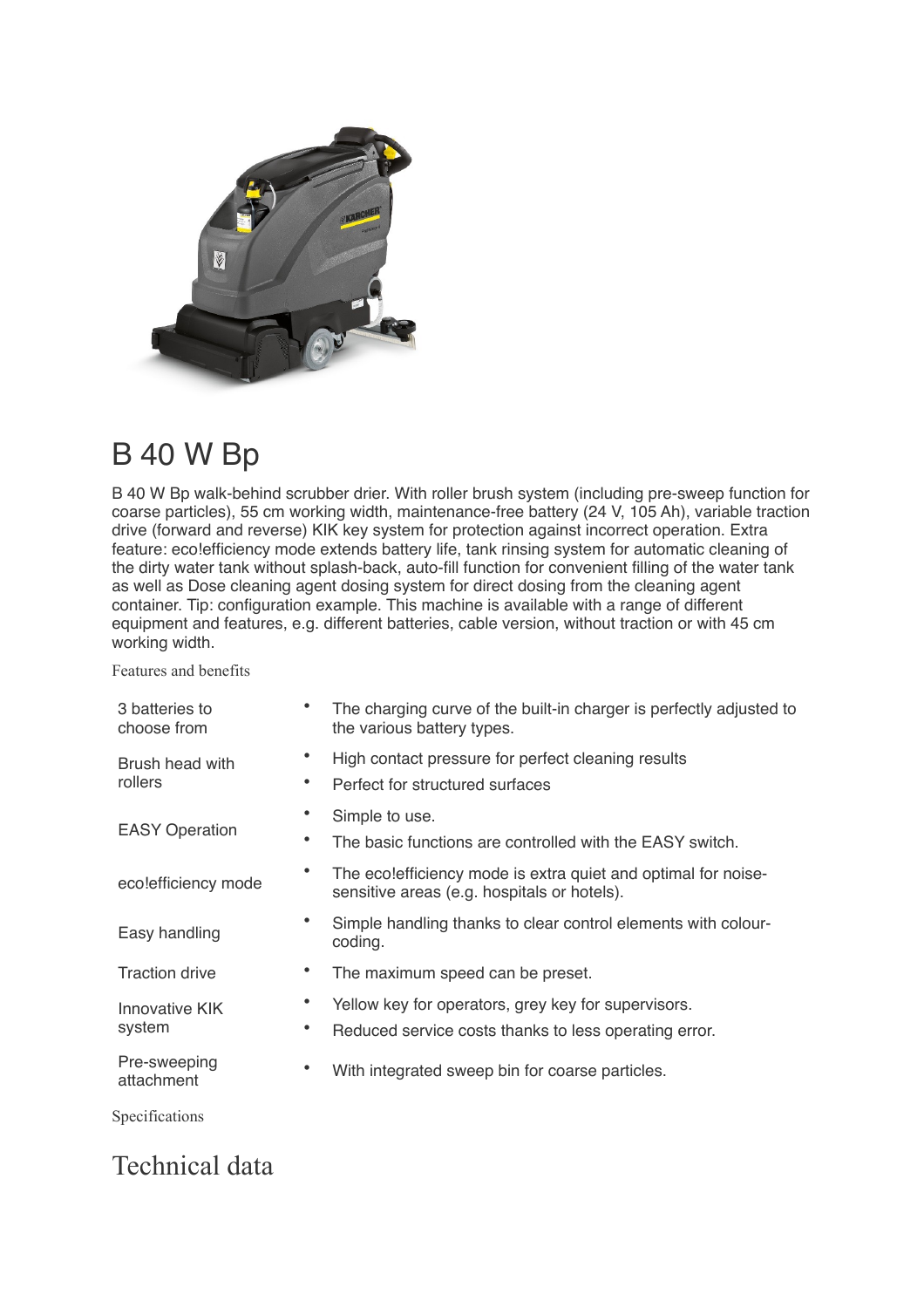# B 40 W Bp

B 40 W Bp walk-behind scrubber drier. With roller brush system (including pre-sweep function for coarse particles), 55 cm working width, maintenance-free battery (24 V, 105 Ah), variable traction drive (forward and reverse) KIK key system for protection against incorrect operation. Extra feature: eco!efficiency mode extends battery life, tank rinsing system for automatic cleaning of the dirty water tank without splash-back, auto-fill function for convenient filling of the water tank as well as Dose cleaning agent dosing system for direct dosing from the cleaning agent container. Tip: configuration example. This machine is available with a range of different equipment and features, e.g. different batteries, cable version, without traction or with 45 cm working width.

Features and benefits

| | |
|---|---|
| 3 batteries to choose from | • The charging curve of the built-in charger is perfectly adjusted to the various battery types. |
| Brush head with rollers | • High contact pressure for perfect cleaning results<br>• Perfect for structured surfaces |
| EASY Operation | • Simple to use.<br>• The basic functions are controlled with the EASY switch. |
| eco!efficiency mode | • The eco!efficiency mode is extra quiet and optimal for noise-sensitive areas (e.g. hospitals or hotels). |
| Easy handling | • Simple handling thanks to clear control elements with colour-coding. |
| Traction drive | • The maximum speed can be preset. |
| Innovative KIK system | • Yellow key for operators, grey key for supervisors.<br>• Reduced service costs thanks to less operating error. |
| Pre-sweeping attachment | • With integrated sweep bin for coarse particles. |

Specifications

## Technical data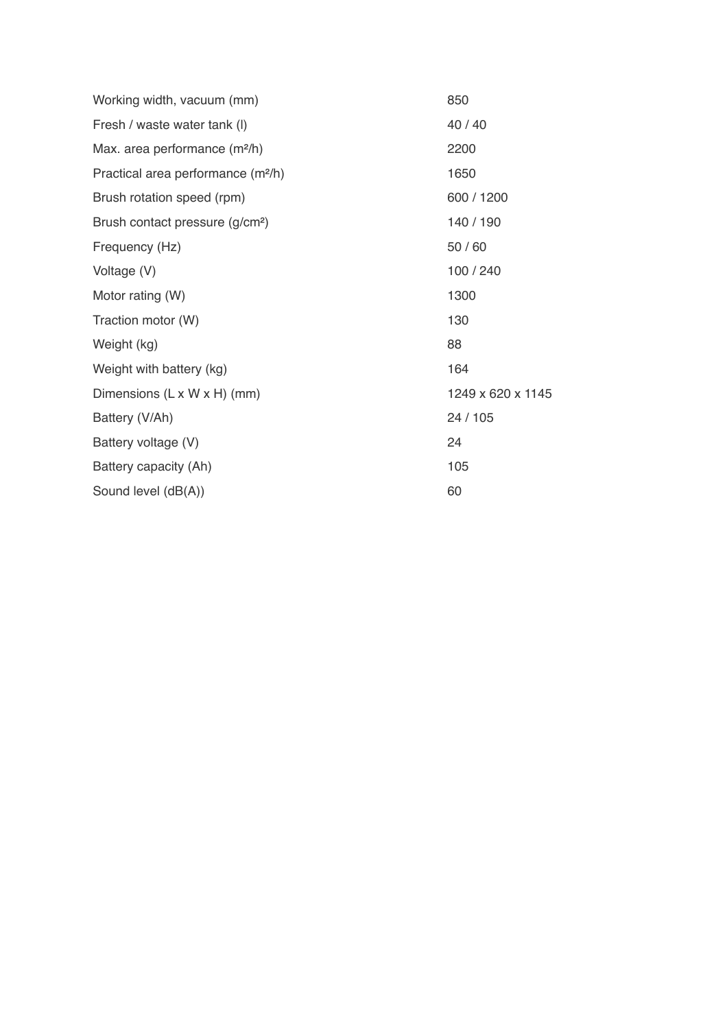| | |
|---|---|
| Working width, vacuum (mm) | 850 |
| Fresh / waste water tank (l) | 40 / 40 |
| Max. area performance (m²/h) | 2200 |
| Practical area performance (m²/h) | 1650 |
| Brush rotation speed (rpm) | 600 / 1200 |
| Brush contact pressure (g/cm²) | 140 / 190 |
| Frequency (Hz) | 50 / 60 |
| Voltage (V) | 100 / 240 |
| Motor rating (W) | 1300 |
| Traction motor (W) | 130 |
| Weight (kg) | 88 |
| Weight with battery (kg) | 164 |
| Dimensions (L x W x H) (mm) | 1249 x 620 x 1145 |
| Battery (V/Ah) | 24 / 105 |
| Battery voltage (V) | 24 |
| Battery capacity (Ah) | 105 |
| Sound level (dB(A)) | 60 |